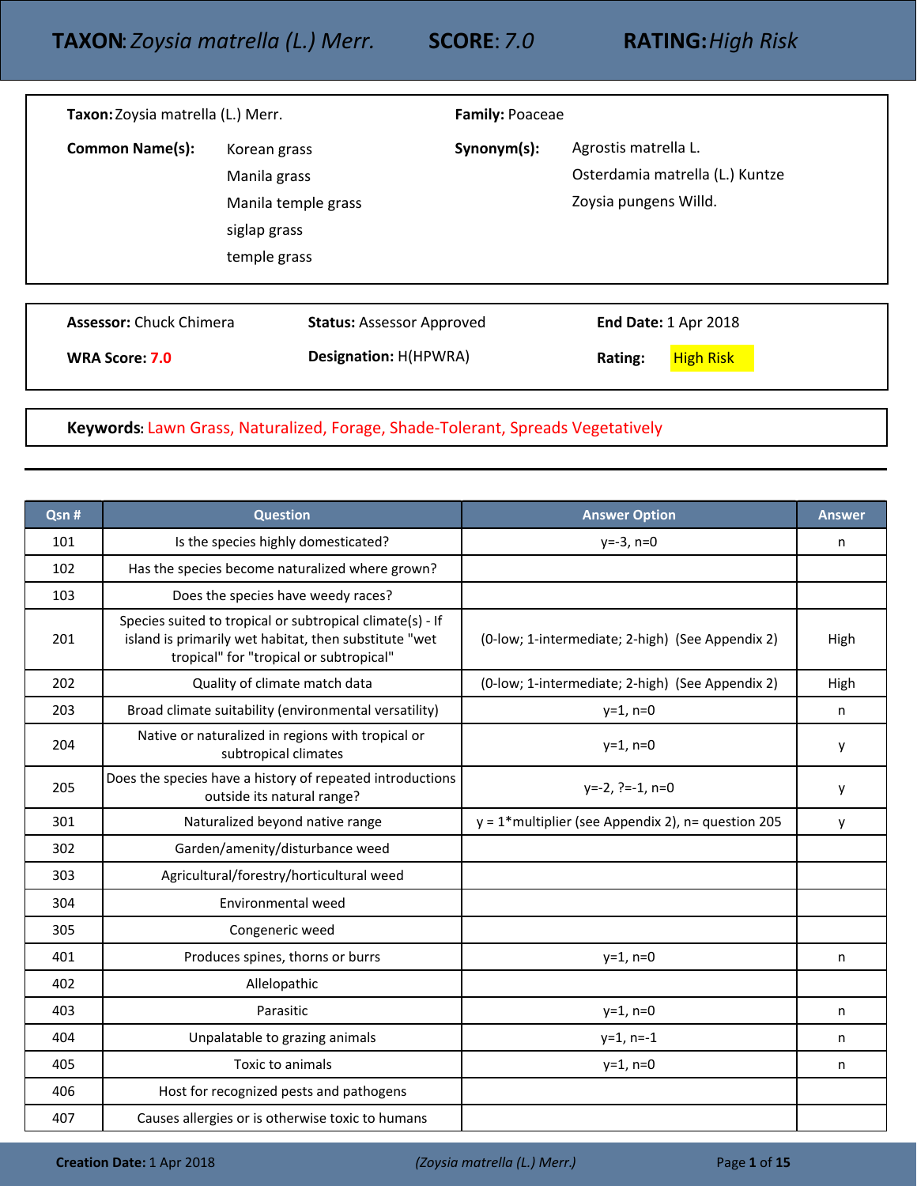# TAXON: *Zoysia matrella (L.) Merr.* SCORE: *7.0* RATING: *High Risk*

**Taxon:** Zoysia matrella (L.) Merr.

**Family:** Poaceae

**Common Name(s):** Korean grass, Manila grass, Manila temple grass, siglap grass, temple grass

**Synonym(s):** Agrostis matrella L., Osterdamia matrella (L.) Kuntze, Zoysia pungens Willd.

**Assessor:** Chuck Chimera

**Status:** Assessor Approved

**End Date:** 1 Apr 2018

**WRA Score:** 7.0

**Designation:** H(HPWRA)

**Rating:** High Risk

**Keywords:** Lawn Grass, Naturalized, Forage, Shade-Tolerant, Spreads Vegetatively

| Qsn # | Question | Answer Option | Answer |
|---|---|---|---|
| 101 | Is the species highly domesticated? | y=-3, n=0 | n |
| 102 | Has the species become naturalized where grown? | | |
| 103 | Does the species have weedy races? | | |
| 201 | Species suited to tropical or subtropical climate(s) - If island is primarily wet habitat, then substitute "wet tropical" for "tropical or subtropical" | (0-low; 1-intermediate; 2-high) (See Appendix 2) | High |
| 202 | Quality of climate match data | (0-low; 1-intermediate; 2-high) (See Appendix 2) | High |
| 203 | Broad climate suitability (environmental versatility) | y=1, n=0 | n |
| 204 | Native or naturalized in regions with tropical or subtropical climates | y=1, n=0 | y |
| 205 | Does the species have a history of repeated introductions outside its natural range? | y=-2, ?=-1, n=0 | y |
| 301 | Naturalized beyond native range | y = 1*multiplier (see Appendix 2), n= question 205 | y |
| 302 | Garden/amenity/disturbance weed | | |
| 303 | Agricultural/forestry/horticultural weed | | |
| 304 | Environmental weed | | |
| 305 | Congeneric weed | | |
| 401 | Produces spines, thorns or burrs | y=1, n=0 | n |
| 402 | Allelopathic | | |
| 403 | Parasitic | y=1, n=0 | n |
| 404 | Unpalatable to grazing animals | y=1, n=-1 | n |
| 405 | Toxic to animals | y=1, n=0 | n |
| 406 | Host for recognized pests and pathogens | | |
| 407 | Causes allergies or is otherwise toxic to humans | | |

**Creation Date:** 1 Apr 2018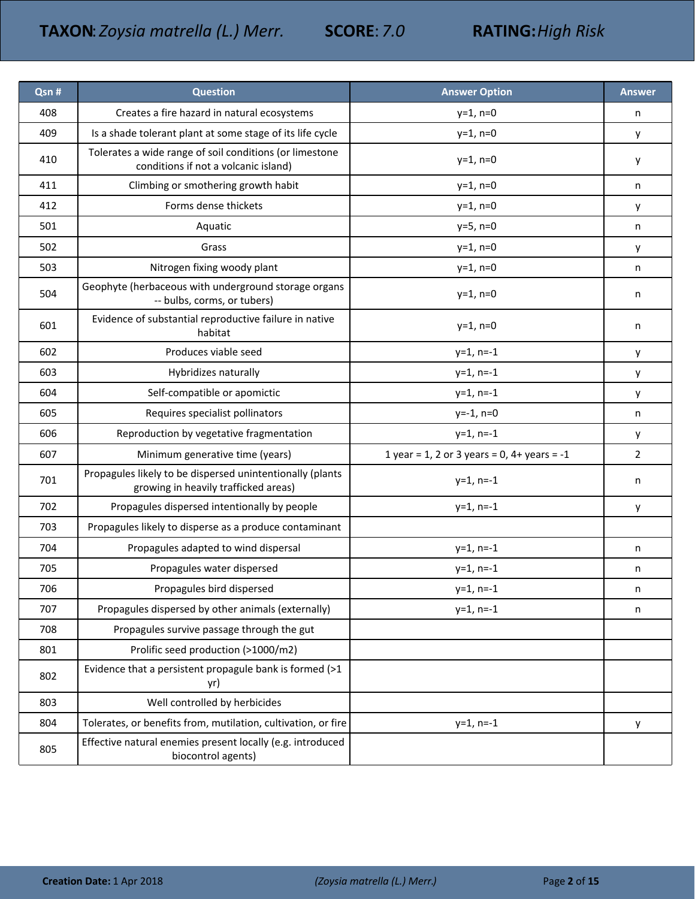**TAXON**: *Zoysia matrella (L.) Merr.* **SCORE**: *7.0* **RATING:** *High Risk*

| Qsn # | Question | Answer Option | Answer |
|---|---|---|---|
| 408 | Creates a fire hazard in natural ecosystems | y=1, n=0 | n |
| 409 | Is a shade tolerant plant at some stage of its life cycle | y=1, n=0 | y |
| 410 | Tolerates a wide range of soil conditions (or limestone conditions if not a volcanic island) | y=1, n=0 | y |
| 411 | Climbing or smothering growth habit | y=1, n=0 | n |
| 412 | Forms dense thickets | y=1, n=0 | y |
| 501 | Aquatic | y=5, n=0 | n |
| 502 | Grass | y=1, n=0 | y |
| 503 | Nitrogen fixing woody plant | y=1, n=0 | n |
| 504 | Geophyte (herbaceous with underground storage organs -- bulbs, corms, or tubers) | y=1, n=0 | n |
| 601 | Evidence of substantial reproductive failure in native habitat | y=1, n=0 | n |
| 602 | Produces viable seed | y=1, n=-1 | y |
| 603 | Hybridizes naturally | y=1, n=-1 | y |
| 604 | Self-compatible or apomictic | y=1, n=-1 | y |
| 605 | Requires specialist pollinators | y=-1, n=0 | n |
| 606 | Reproduction by vegetative fragmentation | y=1, n=-1 | y |
| 607 | Minimum generative time (years) | 1 year = 1, 2 or 3 years = 0, 4+ years = -1 | 2 |
| 701 | Propagules likely to be dispersed unintentionally (plants growing in heavily trafficked areas) | y=1, n=-1 | n |
| 702 | Propagules dispersed intentionally by people | y=1, n=-1 | y |
| 703 | Propagules likely to disperse as a produce contaminant | | |
| 704 | Propagules adapted to wind dispersal | y=1, n=-1 | n |
| 705 | Propagules water dispersed | y=1, n=-1 | n |
| 706 | Propagules bird dispersed | y=1, n=-1 | n |
| 707 | Propagules dispersed by other animals (externally) | y=1, n=-1 | n |
| 708 | Propagules survive passage through the gut | | |
| 801 | Prolific seed production (>1000/m2) | | |
| 802 | Evidence that a persistent propagule bank is formed (>1 yr) | | |
| 803 | Well controlled by herbicides | | |
| 804 | Tolerates, or benefits from, mutilation, cultivation, or fire | y=1, n=-1 | y |
| 805 | Effective natural enemies present locally (e.g. introduced biocontrol agents) | | |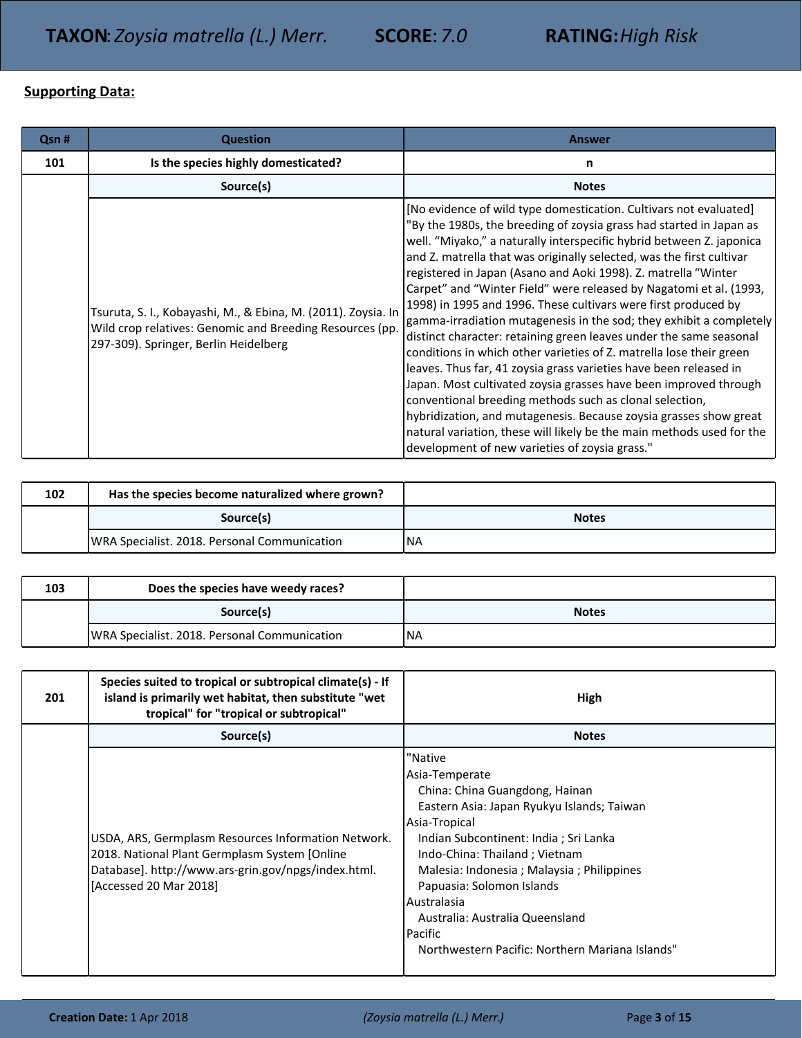**TAXON**: *Zoysia matrella (L.) Merr.* **SCORE**: *7.0* **RATING:** *High Risk*

**Supporting Data:**

| Qsn # | Question | Answer |
|---|---|---|
| 101 | Is the species highly domesticated? | n |
| | **Source(s)** | **Notes** |
| | Tsuruta, S. I., Kobayashi, M., & Ebina, M. (2011). Zoysia. In Wild crop relatives: Genomic and Breeding Resources (pp. 297-309). Springer, Berlin Heidelberg | [No evidence of wild type domestication. Cultivars not evaluated] "By the 1980s, the breeding of zoysia grass had started in Japan as well. "Miyako," a naturally interspecific hybrid between Z. japonica and Z. matrella that was originally selected, was the first cultivar registered in Japan (Asano and Aoki 1998). Z. matrella "Winter Carpet" and "Winter Field" were released by Nagatomi et al. (1993, 1998) in 1995 and 1996. These cultivars were first produced by gamma-irradiation mutagenesis in the sod; they exhibit a completely distinct character: retaining green leaves under the same seasonal conditions in which other varieties of Z. matrella lose their green leaves. Thus far, 41 zoysia grass varieties have been released in Japan. Most cultivated zoysia grasses have been improved through conventional breeding methods such as clonal selection, hybridization, and mutagenesis. Because zoysia grasses show great natural variation, these will likely be the main methods used for the development of new varieties of zoysia grass." |

| Qsn # | Question | Answer |
|---|---|---|
| 102 | Has the species become naturalized where grown? | |
| | **Source(s)** | **Notes** |
| | WRA Specialist. 2018. Personal Communication | NA |

| Qsn # | Question | Answer |
|---|---|---|
| 103 | Does the species have weedy races? | |
| | **Source(s)** | **Notes** |
| | WRA Specialist. 2018. Personal Communication | NA |

| Qsn # | Question | Answer |
|---|---|---|
| 201 | Species suited to tropical or subtropical climate(s) - If island is primarily wet habitat, then substitute "wet tropical" for "tropical or subtropical" | High |
| | **Source(s)** | **Notes** |
| | USDA, ARS, Germplasm Resources Information Network. 2018. National Plant Germplasm System [Online Database]. http://www.ars-grin.gov/npgs/index.html. [Accessed 20 Mar 2018] | "Native<br>Asia-Temperate<br>China: China Guangdong, Hainan<br>Eastern Asia: Japan Ryukyu Islands; Taiwan<br>Asia-Tropical<br>Indian Subcontinent: India ; Sri Lanka<br>Indo-China: Thailand ; Vietnam<br>Malesia: Indonesia ; Malaysia ; Philippines<br>Papuasia: Solomon Islands<br>Australasia<br>Australia: Australia Queensland<br>Pacific<br>Northwestern Pacific: Northern Mariana Islands" |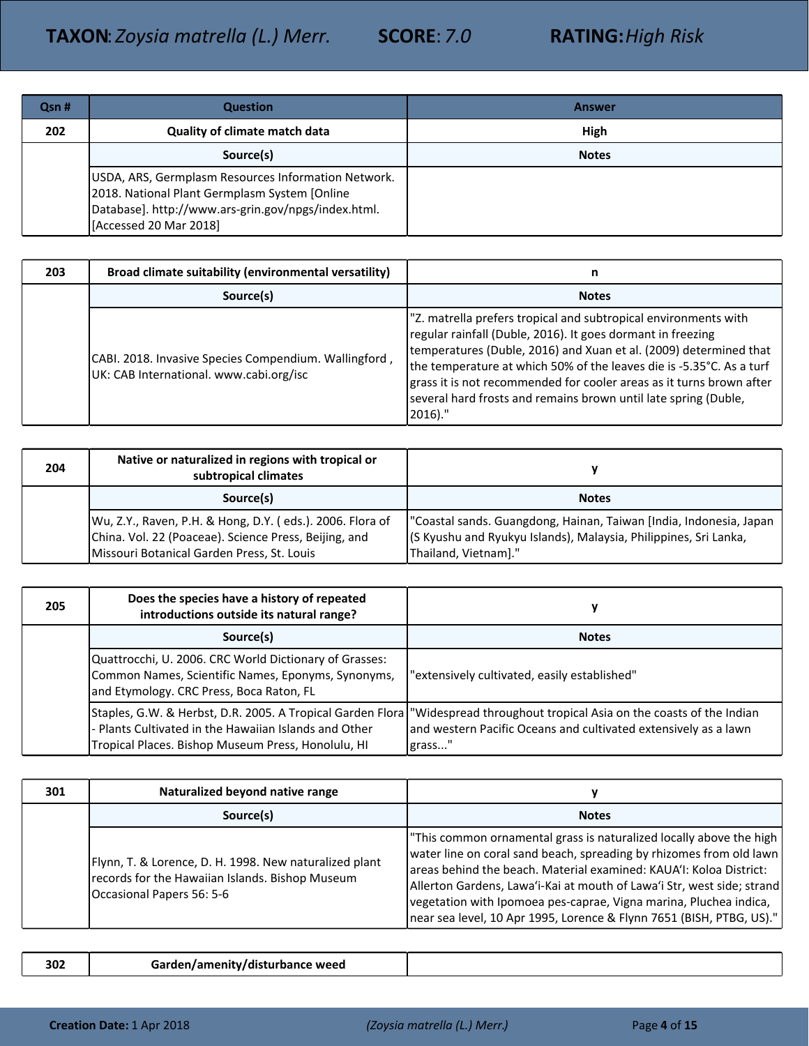| Qsn # | Question | Answer |
|---|---|---|
| 202 | Quality of climate match data | High |
| | **Source(s)** | **Notes** |
| | USDA, ARS, Germplasm Resources Information Network. 2018. National Plant Germplasm System [Online Database]. http://www.ars-grin.gov/npgs/index.html. [Accessed 20 Mar 2018] | |

| Qsn # | Question | Answer |
|---|---|---|
| 203 | Broad climate suitability (environmental versatility) | n |
| | **Source(s)** | **Notes** |
| | CABI. 2018. Invasive Species Compendium. Wallingford , UK: CAB International. www.cabi.org/isc | "Z. matrella prefers tropical and subtropical environments with regular rainfall (Duble, 2016). It goes dormant in freezing temperatures (Duble, 2016) and Xuan et al. (2009) determined that the temperature at which 50% of the leaves die is -5.35°C. As a turf grass it is not recommended for cooler areas as it turns brown after several hard frosts and remains brown until late spring (Duble, 2016)." |

| Qsn # | Question | Answer |
|---|---|---|
| 204 | Native or naturalized in regions with tropical or subtropical climates | y |
| | **Source(s)** | **Notes** |
| | Wu, Z.Y., Raven, P.H. & Hong, D.Y. ( eds.). 2006. Flora of China. Vol. 22 (Poaceae). Science Press, Beijing, and Missouri Botanical Garden Press, St. Louis | "Coastal sands. Guangdong, Hainan, Taiwan [India, Indonesia, Japan (S Kyushu and Ryukyu Islands), Malaysia, Philippines, Sri Lanka, Thailand, Vietnam]." |

| Qsn # | Question | Answer |
|---|---|---|
| 205 | Does the species have a history of repeated introductions outside its natural range? | y |
| | **Source(s)** | **Notes** |
| | Quattrocchi, U. 2006. CRC World Dictionary of Grasses: Common Names, Scientific Names, Eponyms, Synonyms, and Etymology. CRC Press, Boca Raton, FL | "extensively cultivated, easily established" |
| | Staples, G.W. & Herbst, D.R. 2005. A Tropical Garden Flora - Plants Cultivated in the Hawaiian Islands and Other Tropical Places. Bishop Museum Press, Honolulu, HI | "Widespread throughout tropical Asia on the coasts of the Indian and western Pacific Oceans and cultivated extensively as a lawn grass..." |

| Qsn # | Question | Answer |
|---|---|---|
| 301 | Naturalized beyond native range | y |
| | **Source(s)** | **Notes** |
| | Flynn, T. & Lorence, D. H. 1998. New naturalized plant records for the Hawaiian Islands. Bishop Museum Occasional Papers 56: 5-6 | "This common ornamental grass is naturalized locally above the high water line on coral sand beach, spreading by rhizomes from old lawn areas behind the beach. Material examined: KAUA'I: Koloa District: Allerton Gardens, Lawa'i-Kai at mouth of Lawa'i Str, west side; strand vegetation with Ipomoea pes-caprae, Vigna marina, Pluchea indica, near sea level, 10 Apr 1995, Lorence & Flynn 7651 (BISH, PTBG, US)." |

| Qsn # | Question | Answer |
|---|---|---|
| 302 | Garden/amenity/disturbance weed | |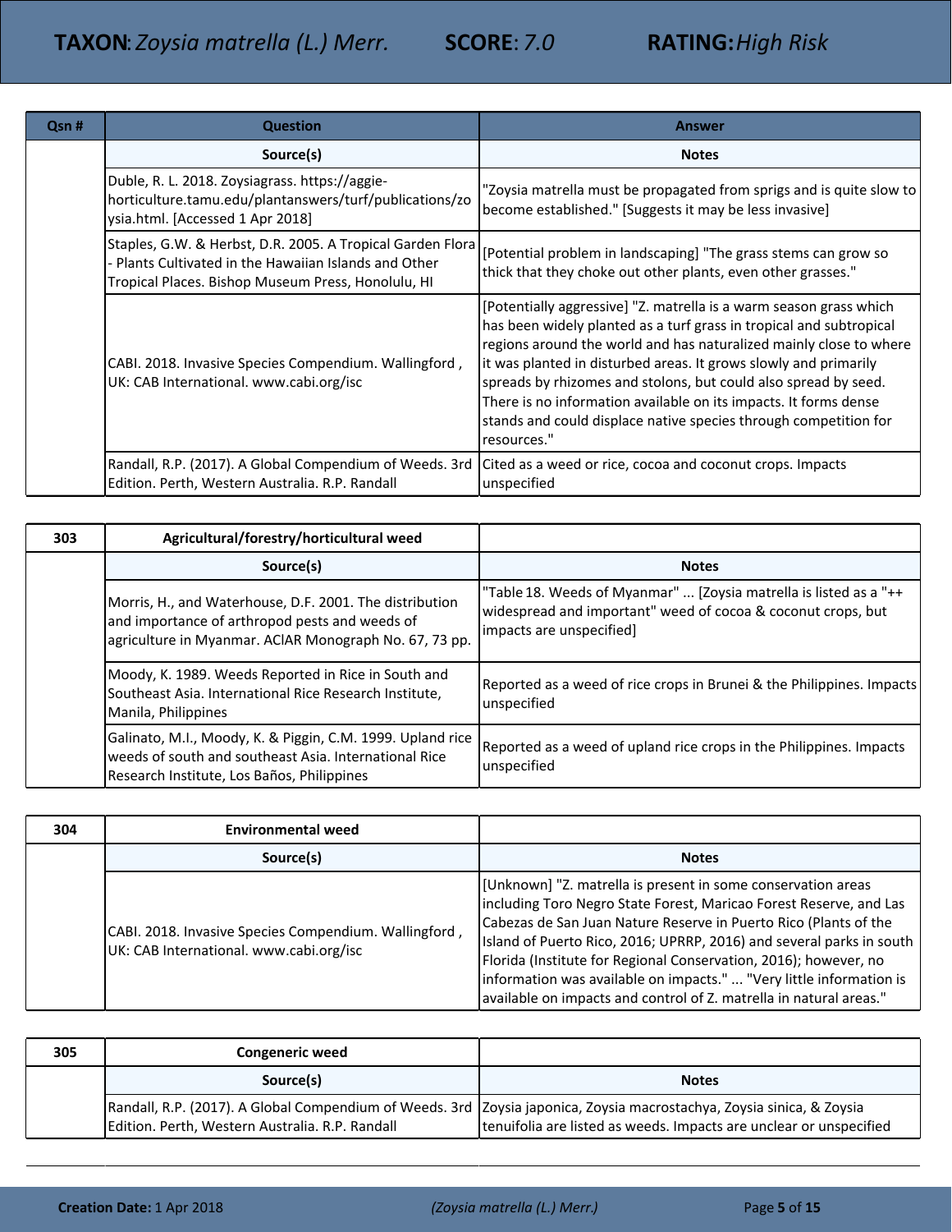TAXON: *Zoysia matrella (L.) Merr.* SCORE: *7.0* RATING: *High Risk*

| Qsn # | Question | Answer |
|---|---|---|
| | **Source(s)** | **Notes** |
| | Duble, R. L. 2018. Zoysiagrass. https://aggie-horticulture.tamu.edu/plantanswers/turf/publications/zoysia.html. [Accessed 1 Apr 2018] | "Zoysia matrella must be propagated from sprigs and is quite slow to become established." [Suggests it may be less invasive] |
| | Staples, G.W. & Herbst, D.R. 2005. A Tropical Garden Flora - Plants Cultivated in the Hawaiian Islands and Other Tropical Places. Bishop Museum Press, Honolulu, HI | [Potential problem in landscaping] "The grass stems can grow so thick that they choke out other plants, even other grasses." |
| | CABI. 2018. Invasive Species Compendium. Wallingford , UK: CAB International. www.cabi.org/isc | [Potentially aggressive] "Z. matrella is a warm season grass which has been widely planted as a turf grass in tropical and subtropical regions around the world and has naturalized mainly close to where it was planted in disturbed areas. It grows slowly and primarily spreads by rhizomes and stolons, but could also spread by seed. There is no information available on its impacts. It forms dense stands and could displace native species through competition for resources." |
| | Randall, R.P. (2017). A Global Compendium of Weeds. 3rd Edition. Perth, Western Australia. R.P. Randall | Cited as a weed or rice, cocoa and coconut crops. Impacts unspecified |

| 303 | Agricultural/forestry/horticultural weed | |
|---|---|---|
| | **Source(s)** | **Notes** |
| | Morris, H., and Waterhouse, D.F. 2001. The distribution and importance of arthropod pests and weeds of agriculture in Myanmar. ACIAR Monograph No. 67, 73 pp. | "Table 18. Weeds of Myanmar" ... [Zoysia matrella is listed as a "++ widespread and important" weed of cocoa & coconut crops, but impacts are unspecified] |
| | Moody, K. 1989. Weeds Reported in Rice in South and Southeast Asia. International Rice Research Institute, Manila, Philippines | Reported as a weed of rice crops in Brunei & the Philippines. Impacts unspecified |
| | Galinato, M.I., Moody, K. & Piggin, C.M. 1999. Upland rice weeds of south and southeast Asia. International Rice Research Institute, Los Baños, Philippines | Reported as a weed of upland rice crops in the Philippines. Impacts unspecified |

| 304 | Environmental weed | |
|---|---|---|
| | **Source(s)** | **Notes** |
| | CABI. 2018. Invasive Species Compendium. Wallingford , UK: CAB International. www.cabi.org/isc | [Unknown] "Z. matrella is present in some conservation areas including Toro Negro State Forest, Maricao Forest Reserve, and Las Cabezas de San Juan Nature Reserve in Puerto Rico (Plants of the Island of Puerto Rico, 2016; UPRRP, 2016) and several parks in south Florida (Institute for Regional Conservation, 2016); however, no information was available on impacts." ... "Very little information is available on impacts and control of Z. matrella in natural areas." |

| 305 | Congeneric weed | |
|---|---|---|
| | **Source(s)** | **Notes** |
| | Randall, R.P. (2017). A Global Compendium of Weeds. 3rd Edition. Perth, Western Australia. R.P. Randall | Zoysia japonica, Zoysia macrostachya, Zoysia sinica, & Zoysia tenuifolia are listed as weeds. Impacts are unclear or unspecified |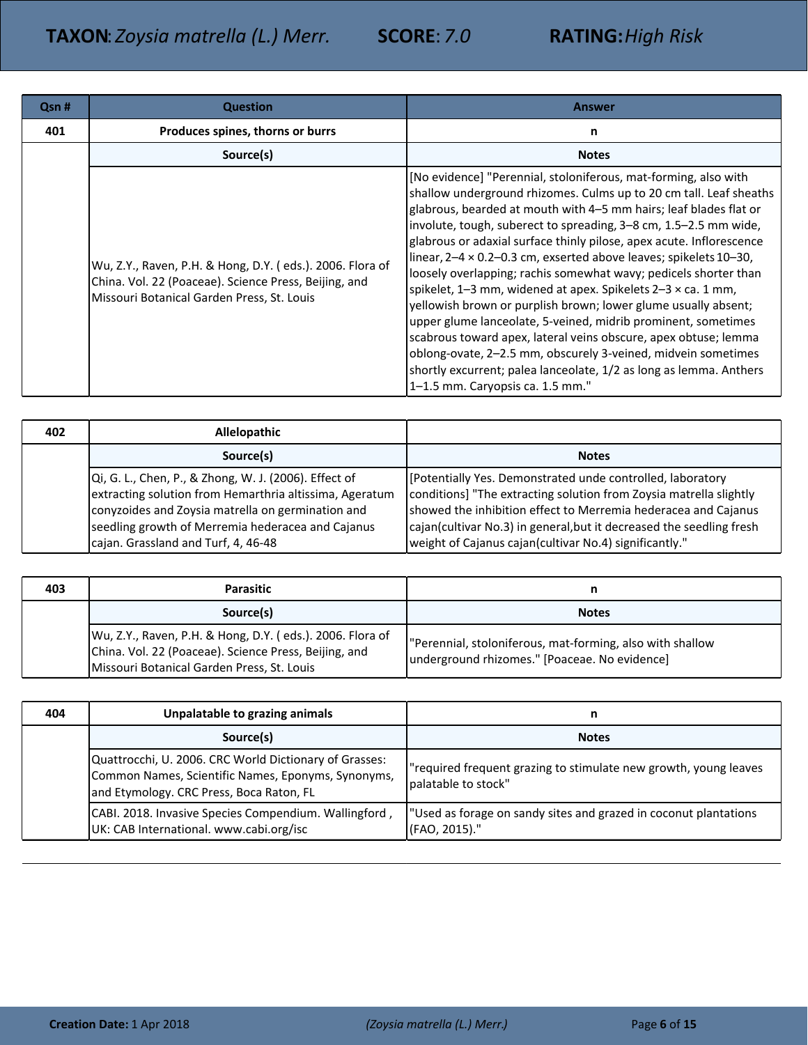**TAXON**: *Zoysia matrella (L.) Merr.* **SCORE**: *7.0* **RATING:** *High Risk*

| Qsn # | Question | Answer |
|---|---|---|
| 401 | Produces spines, thorns or burrs | n |
| | Source(s) | Notes |
| | Wu, Z.Y., Raven, P.H. & Hong, D.Y. ( eds.). 2006. Flora of China. Vol. 22 (Poaceae). Science Press, Beijing, and Missouri Botanical Garden Press, St. Louis | [No evidence] "Perennial, stoloniferous, mat-forming, also with shallow underground rhizomes. Culms up to 20 cm tall. Leaf sheaths glabrous, bearded at mouth with 4–5 mm hairs; leaf blades flat or involute, tough, suberect to spreading, 3–8 cm, 1.5–2.5 mm wide, glabrous or adaxial surface thinly pilose, apex acute. Inflorescence linear, 2–4 × 0.2–0.3 cm, exserted above leaves; spikelets 10–30, loosely overlapping; rachis somewhat wavy; pedicels shorter than spikelet, 1–3 mm, widened at apex. Spikelets 2–3 × ca. 1 mm, yellowish brown or purplish brown; lower glume usually absent; upper glume lanceolate, 5-veined, midrib prominent, sometimes scabrous toward apex, lateral veins obscure, apex obtuse; lemma oblong-ovate, 2–2.5 mm, obscurely 3-veined, midvein sometimes shortly excurrent; palea lanceolate, 1/2 as long as lemma. Anthers 1–1.5 mm. Caryopsis ca. 1.5 mm." |

| Qsn # | Question | Answer |
|---|---|---|
| 402 | Allelopathic | |
| | Source(s) | Notes |
| | Qi, G. L., Chen, P., & Zhong, W. J. (2006). Effect of extracting solution from Hemarthria altissima, Ageratum conyzoides and Zoysia matrella on germination and seedling growth of Merremia hederacea and Cajanus cajan. Grassland and Turf, 4, 46-48 | [Potentially Yes. Demonstrated unde controlled, laboratory conditions] "The extracting solution from Zoysia matrella slightly showed the inhibition effect to Merremia hederacea and Cajanus cajan(cultivar No.3) in general,but it decreased the seedling fresh weight of Cajanus cajan(cultivar No.4) significantly." |

| Qsn # | Question | Answer |
|---|---|---|
| 403 | Parasitic | n |
| | Source(s) | Notes |
| | Wu, Z.Y., Raven, P.H. & Hong, D.Y. ( eds.). 2006. Flora of China. Vol. 22 (Poaceae). Science Press, Beijing, and Missouri Botanical Garden Press, St. Louis | "Perennial, stoloniferous, mat-forming, also with shallow underground rhizomes." [Poaceae. No evidence] |

| Qsn # | Question | Answer |
|---|---|---|
| 404 | Unpalatable to grazing animals | n |
| | Source(s) | Notes |
| | Quattrocchi, U. 2006. CRC World Dictionary of Grasses: Common Names, Scientific Names, Eponyms, Synonyms, and Etymology. CRC Press, Boca Raton, FL | "required frequent grazing to stimulate new growth, young leaves palatable to stock" |
| | CABI. 2018. Invasive Species Compendium. Wallingford , UK: CAB International. www.cabi.org/isc | "Used as forage on sandy sites and grazed in coconut plantations (FAO, 2015)." |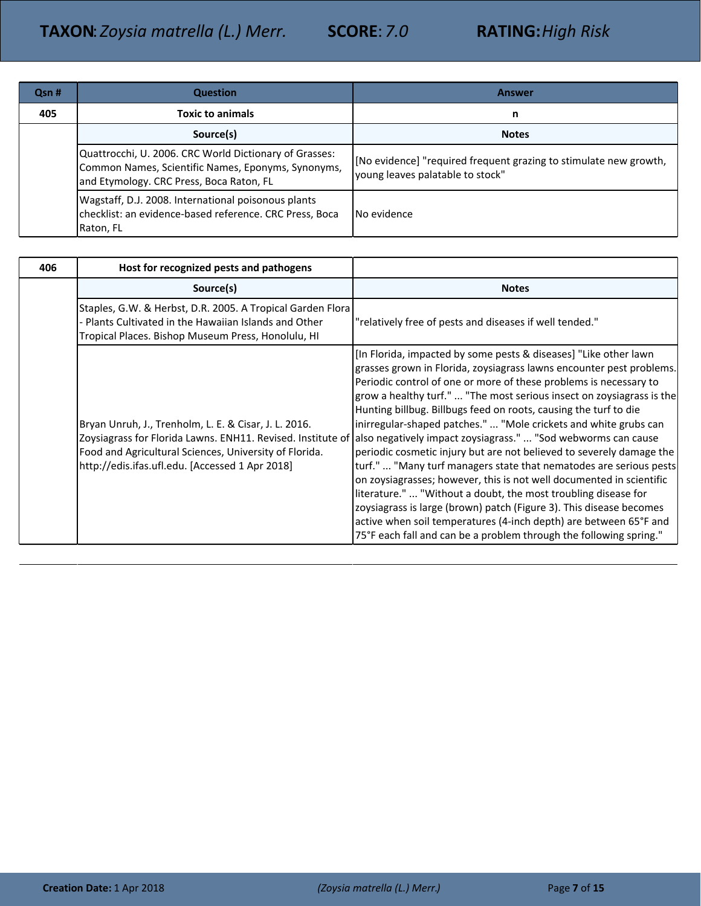| Qsn # | Question | Answer |
|---|---|---|
| 405 | Toxic to animals | n |
| | Source(s) | Notes |
| | Quattrocchi, U. 2006. CRC World Dictionary of Grasses: Common Names, Scientific Names, Eponyms, Synonyms, and Etymology. CRC Press, Boca Raton, FL | [No evidence] "required frequent grazing to stimulate new growth, young leaves palatable to stock" |
| | Wagstaff, D.J. 2008. International poisonous plants checklist: an evidence-based reference. CRC Press, Boca Raton, FL | No evidence |

| Qsn # | Question | Answer |
|---|---|---|
| 406 | Host for recognized pests and pathogens | |
| | Source(s) | Notes |
| | Staples, G.W. & Herbst, D.R. 2005. A Tropical Garden Flora - Plants Cultivated in the Hawaiian Islands and Other Tropical Places. Bishop Museum Press, Honolulu, HI | "relatively free of pests and diseases if well tended." |
| | Bryan Unruh, J., Trenholm, L. E. & Cisar, J. L. 2016. Zoysiagrass for Florida Lawns. ENH11. Revised. Institute of Food and Agricultural Sciences, University of Florida. http://edis.ifas.ufl.edu. [Accessed 1 Apr 2018] | [In Florida, impacted by some pests & diseases] "Like other lawn grasses grown in Florida, zoysiagrass lawns encounter pest problems. Periodic control of one or more of these problems is necessary to grow a healthy turf." ... "The most serious insect on zoysiagrass is the Hunting billbug. Billbugs feed on roots, causing the turf to die inirregular-shaped patches." ... "Mole crickets and white grubs can also negatively impact zoysiagrass." ... "Sod webworms can cause periodic cosmetic injury but are not believed to severely damage the turf." ... "Many turf managers state that nematodes are serious pests on zoysiagrasses; however, this is not well documented in scientific literature." ... "Without a doubt, the most troubling disease for zoysiagrass is large (brown) patch (Figure 3). This disease becomes active when soil temperatures (4-inch depth) are between 65°F and 75°F each fall and can be a problem through the following spring." |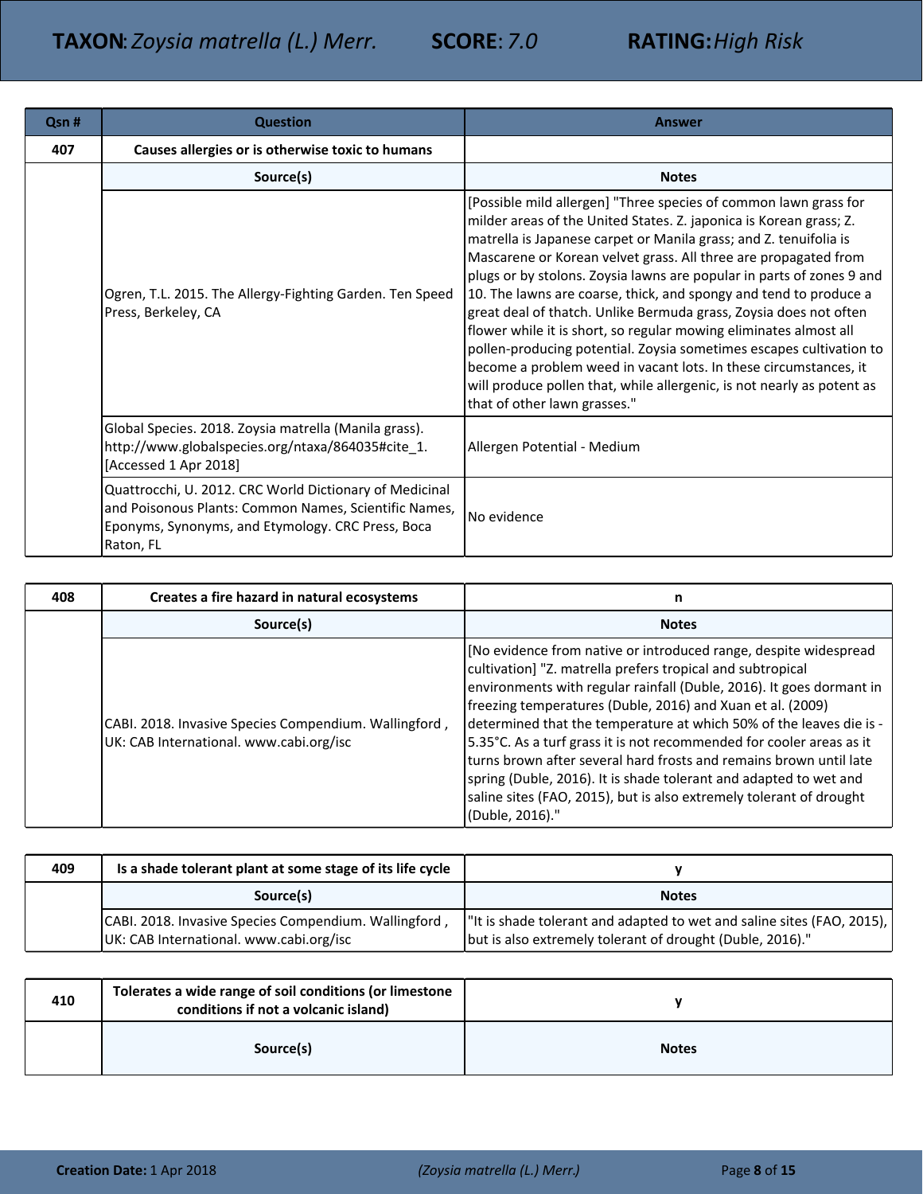**TAXON**: *Zoysia matrella (L.) Merr.* **SCORE**: *7.0* **RATING:** *High Risk*

| Qsn # | Question | Answer |
|---|---|---|
| 407 | **Causes allergies or is otherwise toxic to humans** | |
| | **Source(s)** | **Notes** |
| | Ogren, T.L. 2015. The Allergy-Fighting Garden. Ten Speed Press, Berkeley, CA | [Possible mild allergen] "Three species of common lawn grass for milder areas of the United States. Z. japonica is Korean grass; Z. matrella is Japanese carpet or Manila grass; and Z. tenuifolia is Mascarene or Korean velvet grass. All three are propagated from plugs or by stolons. Zoysia lawns are popular in parts of zones 9 and 10. The lawns are coarse, thick, and spongy and tend to produce a great deal of thatch. Unlike Bermuda grass, Zoysia does not often flower while it is short, so regular mowing eliminates almost all pollen-producing potential. Zoysia sometimes escapes cultivation to become a problem weed in vacant lots. In these circumstances, it will produce pollen that, while allergenic, is not nearly as potent as that of other lawn grasses." |
| | Global Species. 2018. Zoysia matrella (Manila grass). http://www.globalspecies.org/ntaxa/864035#cite_1. [Accessed 1 Apr 2018] | Allergen Potential - Medium |
| | Quattrocchi, U. 2012. CRC World Dictionary of Medicinal and Poisonous Plants: Common Names, Scientific Names, Eponyms, Synonyms, and Etymology. CRC Press, Boca Raton, FL | No evidence |

| Qsn # | Question | Answer |
|---|---|---|
| 408 | **Creates a fire hazard in natural ecosystems** | n |
| | **Source(s)** | **Notes** |
| | CABI. 2018. Invasive Species Compendium. Wallingford , UK: CAB International. www.cabi.org/isc | [No evidence from native or introduced range, despite widespread cultivation] "Z. matrella prefers tropical and subtropical environments with regular rainfall (Duble, 2016). It goes dormant in freezing temperatures (Duble, 2016) and Xuan et al. (2009) determined that the temperature at which 50% of the leaves die is -5.35°C. As a turf grass it is not recommended for cooler areas as it turns brown after several hard frosts and remains brown until late spring (Duble, 2016). It is shade tolerant and adapted to wet and saline sites (FAO, 2015), but is also extremely tolerant of drought (Duble, 2016)." |

| Qsn # | Question | Answer |
|---|---|---|
| 409 | **Is a shade tolerant plant at some stage of its life cycle** | y |
| | **Source(s)** | **Notes** |
| | CABI. 2018. Invasive Species Compendium. Wallingford , UK: CAB International. www.cabi.org/isc | "It is shade tolerant and adapted to wet and saline sites (FAO, 2015), but is also extremely tolerant of drought (Duble, 2016)." |

| Qsn # | Question | Answer |
|---|---|---|
| 410 | **Tolerates a wide range of soil conditions (or limestone conditions if not a volcanic island)** | y |
| | **Source(s)** | **Notes** |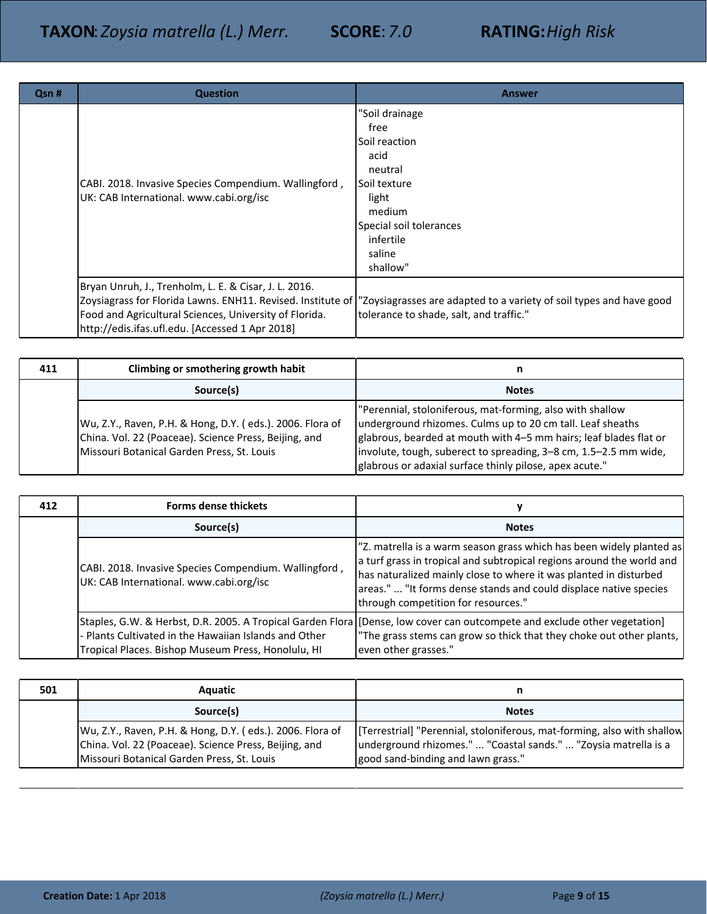| Qsn # | Question | Answer |
|---|---|---|
| | CABI. 2018. Invasive Species Compendium. Wallingford , UK: CAB International. www.cabi.org/isc | "Soil drainage<br>free<br>Soil reaction<br>acid<br>neutral<br>Soil texture<br>light<br>medium<br>Special soil tolerances<br>infertile<br>saline<br>shallow" |
| | Bryan Unruh, J., Trenholm, L. E. & Cisar, J. L. 2016. Zoysiagrass for Florida Lawns. ENH11. Revised. Institute of Food and Agricultural Sciences, University of Florida. http://edis.ifas.ufl.edu. [Accessed 1 Apr 2018] | "Zoysiagrasses are adapted to a variety of soil types and have good tolerance to shade, salt, and traffic." |

| 411 | Climbing or smothering growth habit | n |
|---|---|---|
| | **Source(s)** | **Notes** |
| | Wu, Z.Y., Raven, P.H. & Hong, D.Y. ( eds.). 2006. Flora of China. Vol. 22 (Poaceae). Science Press, Beijing, and Missouri Botanical Garden Press, St. Louis | "Perennial, stoloniferous, mat-forming, also with shallow underground rhizomes. Culms up to 20 cm tall. Leaf sheaths glabrous, bearded at mouth with 4–5 mm hairs; leaf blades flat or involute, tough, suberect to spreading, 3–8 cm, 1.5–2.5 mm wide, glabrous or adaxial surface thinly pilose, apex acute." |

| 412 | Forms dense thickets | y |
|---|---|---|
| | **Source(s)** | **Notes** |
| | CABI. 2018. Invasive Species Compendium. Wallingford , UK: CAB International. www.cabi.org/isc | "Z. matrella is a warm season grass which has been widely planted as a turf grass in tropical and subtropical regions around the world and has naturalized mainly close to where it was planted in disturbed areas." ... "It forms dense stands and could displace native species through competition for resources." |
| | Staples, G.W. & Herbst, D.R. 2005. A Tropical Garden Flora - Plants Cultivated in the Hawaiian Islands and Other Tropical Places. Bishop Museum Press, Honolulu, HI | [Dense, low cover can outcompete and exclude other vegetation] "The grass stems can grow so thick that they choke out other plants, even other grasses." |

| 501 | Aquatic | n |
|---|---|---|
| | **Source(s)** | **Notes** |
| | Wu, Z.Y., Raven, P.H. & Hong, D.Y. ( eds.). 2006. Flora of China. Vol. 22 (Poaceae). Science Press, Beijing, and Missouri Botanical Garden Press, St. Louis | [Terrestrial] "Perennial, stoloniferous, mat-forming, also with shallow underground rhizomes." ... "Coastal sands." ... "Zoysia matrella is a good sand-binding and lawn grass." |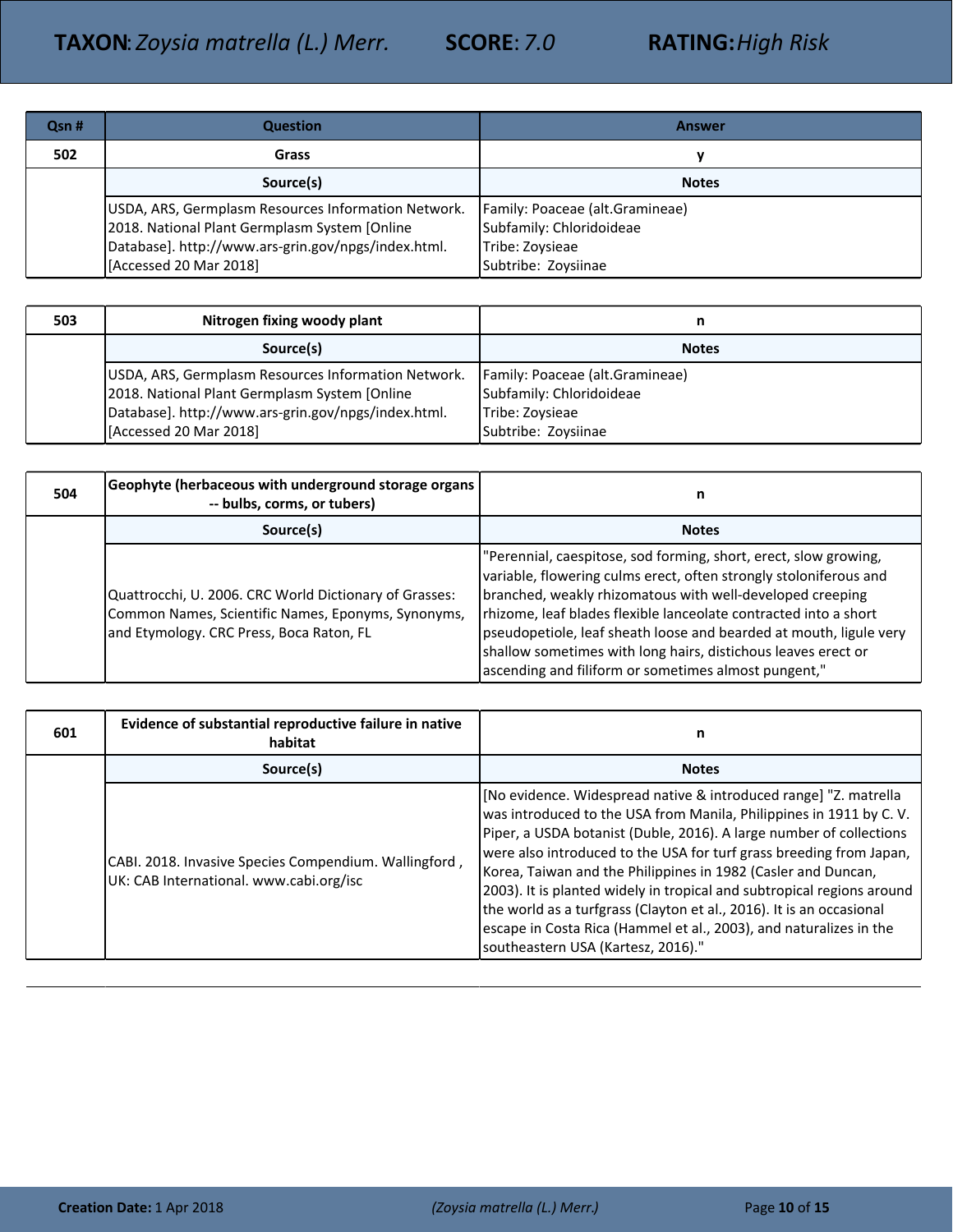**TAXON**: *Zoysia matrella (L.) Merr.* **SCORE**: *7.0* **RATING**: *High Risk*

| Qsn # | Question | Answer |
|---|---|---|
| 502 | Grass | y |
| | **Source(s)** | **Notes** |
| | USDA, ARS, Germplasm Resources Information Network. 2018. National Plant Germplasm System [Online Database]. http://www.ars-grin.gov/npgs/index.html. [Accessed 20 Mar 2018] | Family: Poaceae (alt.Gramineae)<br>Subfamily: Chloridoideae<br>Tribe: Zoysieae<br>Subtribe: Zoysiinae |

| Qsn # | Question | Answer |
|---|---|---|
| 503 | Nitrogen fixing woody plant | n |
| | **Source(s)** | **Notes** |
| | USDA, ARS, Germplasm Resources Information Network. 2018. National Plant Germplasm System [Online Database]. http://www.ars-grin.gov/npgs/index.html. [Accessed 20 Mar 2018] | Family: Poaceae (alt.Gramineae)<br>Subfamily: Chloridoideae<br>Tribe: Zoysieae<br>Subtribe: Zoysiinae |

| Qsn # | Question | Answer |
|---|---|---|
| 504 | Geophyte (herbaceous with underground storage organs -- bulbs, corms, or tubers) | n |
| | **Source(s)** | **Notes** |
| | Quattrocchi, U. 2006. CRC World Dictionary of Grasses: Common Names, Scientific Names, Eponyms, Synonyms, and Etymology. CRC Press, Boca Raton, FL | "Perennial, caespitose, sod forming, short, erect, slow growing, variable, flowering culms erect, often strongly stoloniferous and branched, weakly rhizomatous with well-developed creeping rhizome, leaf blades flexible lanceolate contracted into a short pseudopetiole, leaf sheath loose and bearded at mouth, ligule very shallow sometimes with long hairs, distichous leaves erect or ascending and filiform or sometimes almost pungent," |

| Qsn # | Question | Answer |
|---|---|---|
| 601 | Evidence of substantial reproductive failure in native habitat | n |
| | **Source(s)** | **Notes** |
| | CABI. 2018. Invasive Species Compendium. Wallingford , UK: CAB International. www.cabi.org/isc | [No evidence. Widespread native & introduced range] "Z. matrella was introduced to the USA from Manila, Philippines in 1911 by C. V. Piper, a USDA botanist (Duble, 2016). A large number of collections were also introduced to the USA for turf grass breeding from Japan, Korea, Taiwan and the Philippines in 1982 (Casler and Duncan, 2003). It is planted widely in tropical and subtropical regions around the world as a turfgrass (Clayton et al., 2016). It is an occasional escape in Costa Rica (Hammel et al., 2003), and naturalizes in the southeastern USA (Kartesz, 2016)." |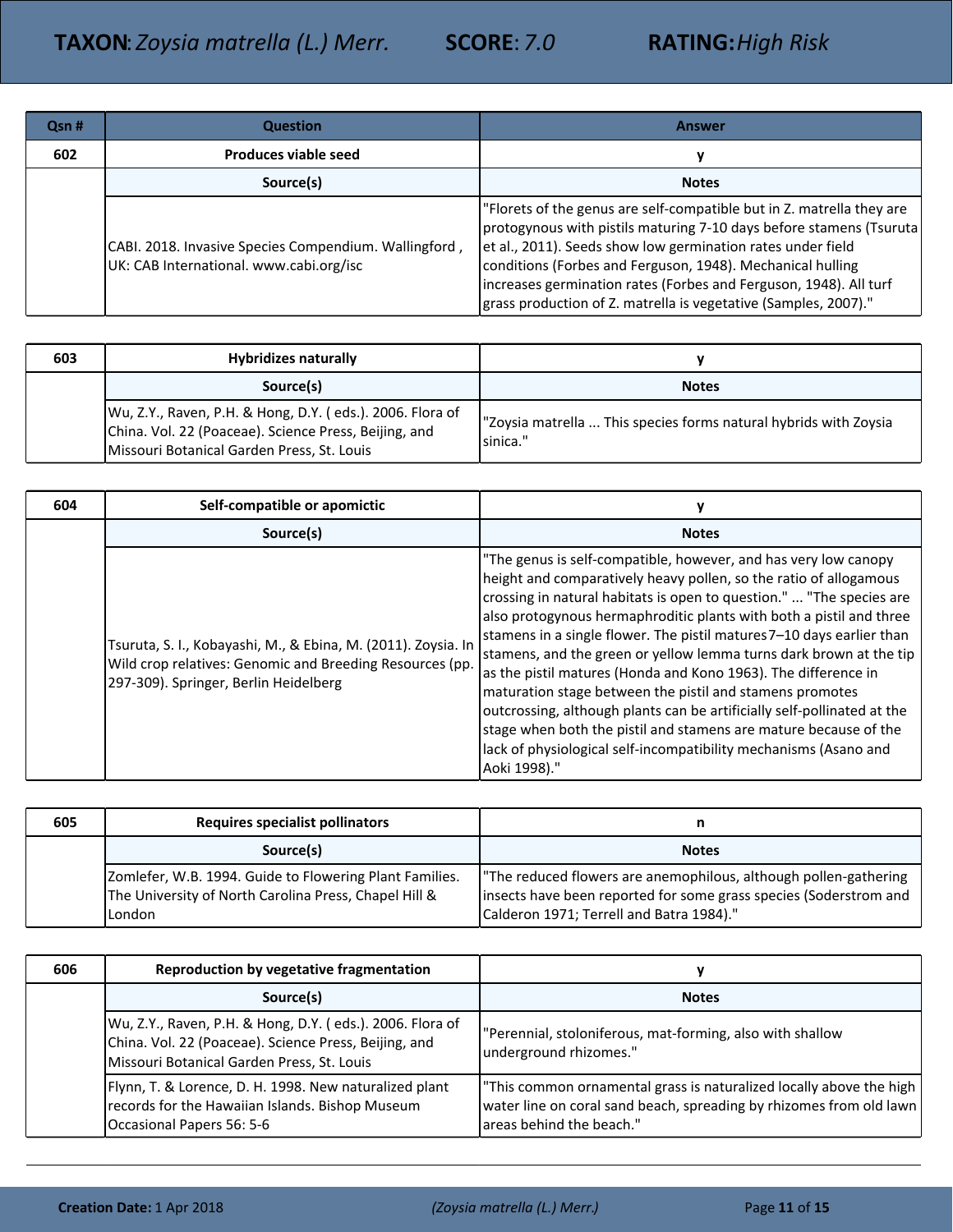| Qsn # | Question | Answer |
|---|---|---|
| 602 | Produces viable seed | y |
| | Source(s) | Notes |
| | CABI. 2018. Invasive Species Compendium. Wallingford , UK: CAB International. www.cabi.org/isc | "Florets of the genus are self-compatible but in Z. matrella they are protogynous with pistils maturing 7-10 days before stamens (Tsuruta et al., 2011). Seeds show low germination rates under field conditions (Forbes and Ferguson, 1948). Mechanical hulling increases germination rates (Forbes and Ferguson, 1948). All turf grass production of Z. matrella is vegetative (Samples, 2007)." |

| Qsn # | Question | Answer |
|---|---|---|
| 603 | Hybridizes naturally | y |
| | Source(s) | Notes |
| | Wu, Z.Y., Raven, P.H. & Hong, D.Y. ( eds.). 2006. Flora of China. Vol. 22 (Poaceae). Science Press, Beijing, and Missouri Botanical Garden Press, St. Louis | "Zoysia matrella ... This species forms natural hybrids with Zoysia sinica." |

| Qsn # | Question | Answer |
|---|---|---|
| 604 | Self-compatible or apomictic | y |
| | Source(s) | Notes |
| | Tsuruta, S. I., Kobayashi, M., & Ebina, M. (2011). Zoysia. In Wild crop relatives: Genomic and Breeding Resources (pp. 297-309). Springer, Berlin Heidelberg | "The genus is self-compatible, however, and has very low canopy height and comparatively heavy pollen, so the ratio of allogamous crossing in natural habitats is open to question." ... "The species are also protogynous hermaphroditic plants with both a pistil and three stamens in a single flower. The pistil matures 7–10 days earlier than stamens, and the green or yellow lemma turns dark brown at the tip as the pistil matures (Honda and Kono 1963). The difference in maturation stage between the pistil and stamens promotes outcrossing, although plants can be artificially self-pollinated at the stage when both the pistil and stamens are mature because of the lack of physiological self-incompatibility mechanisms (Asano and Aoki 1998)." |

| Qsn # | Question | Answer |
|---|---|---|
| 605 | Requires specialist pollinators | n |
| | Source(s) | Notes |
| | Zomlefer, W.B. 1994. Guide to Flowering Plant Families. The University of North Carolina Press, Chapel Hill & London | "The reduced flowers are anemophilous, although pollen-gathering insects have been reported for some grass species (Soderstrom and Calderon 1971; Terrell and Batra 1984)." |

| Qsn # | Question | Answer |
|---|---|---|
| 606 | Reproduction by vegetative fragmentation | y |
| | Source(s) | Notes |
| | Wu, Z.Y., Raven, P.H. & Hong, D.Y. ( eds.). 2006. Flora of China. Vol. 22 (Poaceae). Science Press, Beijing, and Missouri Botanical Garden Press, St. Louis | "Perennial, stoloniferous, mat-forming, also with shallow underground rhizomes." |
| | Flynn, T. & Lorence, D. H. 1998. New naturalized plant records for the Hawaiian Islands. Bishop Museum Occasional Papers 56: 5-6 | "This common ornamental grass is naturalized locally above the high water line on coral sand beach, spreading by rhizomes from old lawn areas behind the beach." |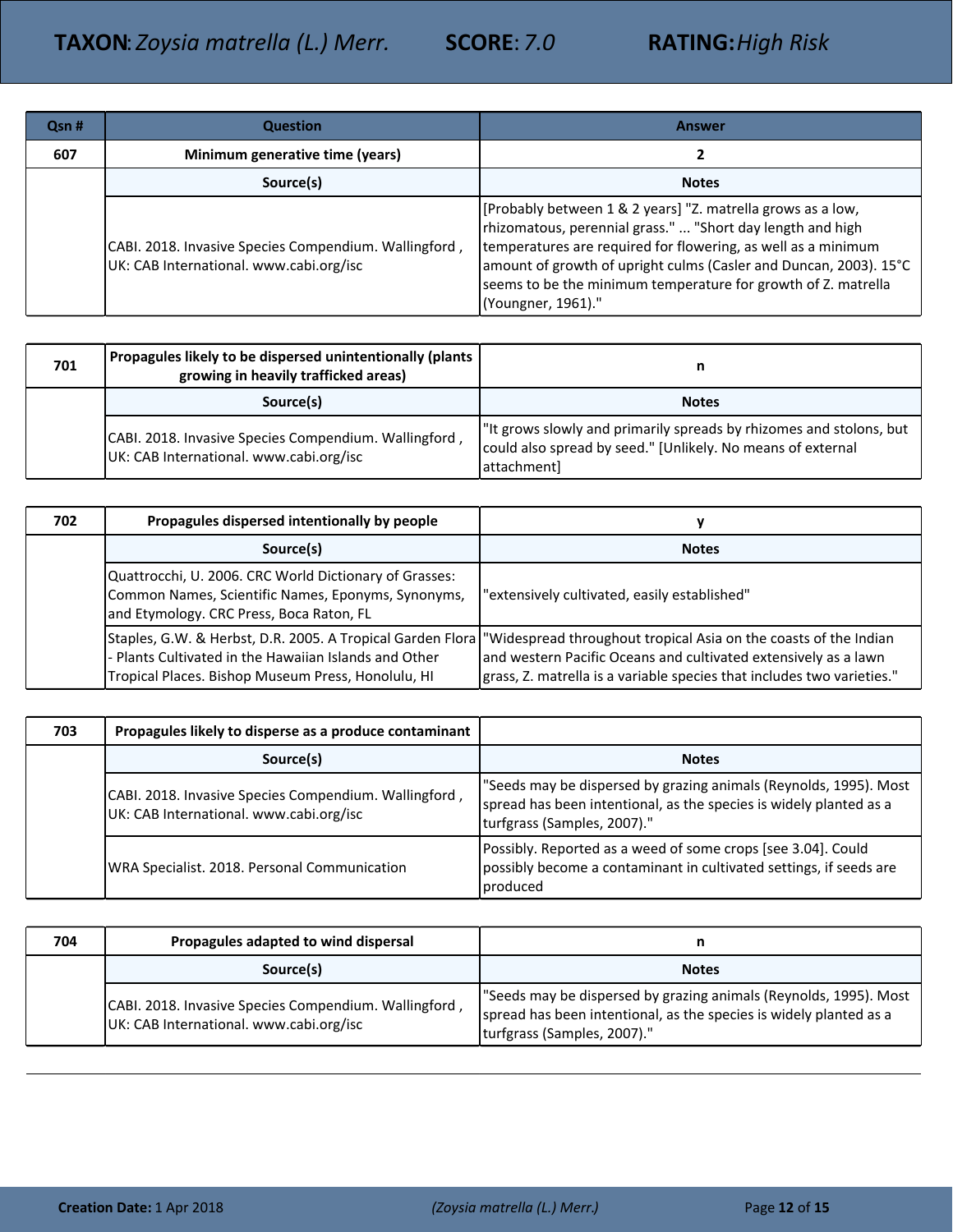| Qsn # | Question | Answer |
|---|---|---|
| 607 | Minimum generative time (years) | 2 |
| | **Source(s)** | **Notes** |
| | CABI. 2018. Invasive Species Compendium. Wallingford , UK: CAB International. www.cabi.org/isc | [Probably between 1 & 2 years] "Z. matrella grows as a low, rhizomatous, perennial grass." ... "Short day length and high temperatures are required for flowering, as well as a minimum amount of growth of upright culms (Casler and Duncan, 2003). 15°C seems to be the minimum temperature for growth of Z. matrella (Youngner, 1961)." |

| Qsn # | Question | Answer |
|---|---|---|
| 701 | Propagules likely to be dispersed unintentionally (plants growing in heavily trafficked areas) | n |
| | **Source(s)** | **Notes** |
| | CABI. 2018. Invasive Species Compendium. Wallingford , UK: CAB International. www.cabi.org/isc | "It grows slowly and primarily spreads by rhizomes and stolons, but could also spread by seed." [Unlikely. No means of external attachment] |

| Qsn # | Question | Answer |
|---|---|---|
| 702 | Propagules dispersed intentionally by people | y |
| | **Source(s)** | **Notes** |
| | Quattrocchi, U. 2006. CRC World Dictionary of Grasses: Common Names, Scientific Names, Eponyms, Synonyms, and Etymology. CRC Press, Boca Raton, FL | "extensively cultivated, easily established" |
| | Staples, G.W. & Herbst, D.R. 2005. A Tropical Garden Flora - Plants Cultivated in the Hawaiian Islands and Other Tropical Places. Bishop Museum Press, Honolulu, HI | "Widespread throughout tropical Asia on the coasts of the Indian and western Pacific Oceans and cultivated extensively as a lawn grass, Z. matrella is a variable species that includes two varieties." |

| Qsn # | Question | Answer |
|---|---|---|
| 703 | Propagules likely to disperse as a produce contaminant | |
| | **Source(s)** | **Notes** |
| | CABI. 2018. Invasive Species Compendium. Wallingford , UK: CAB International. www.cabi.org/isc | "Seeds may be dispersed by grazing animals (Reynolds, 1995). Most spread has been intentional, as the species is widely planted as a turfgrass (Samples, 2007)." |
| | WRA Specialist. 2018. Personal Communication | Possibly. Reported as a weed of some crops [see 3.04]. Could possibly become a contaminant in cultivated settings, if seeds are produced |

| Qsn # | Question | Answer |
|---|---|---|
| 704 | Propagules adapted to wind dispersal | n |
| | **Source(s)** | **Notes** |
| | CABI. 2018. Invasive Species Compendium. Wallingford , UK: CAB International. www.cabi.org/isc | "Seeds may be dispersed by grazing animals (Reynolds, 1995). Most spread has been intentional, as the species is widely planted as a turfgrass (Samples, 2007)." |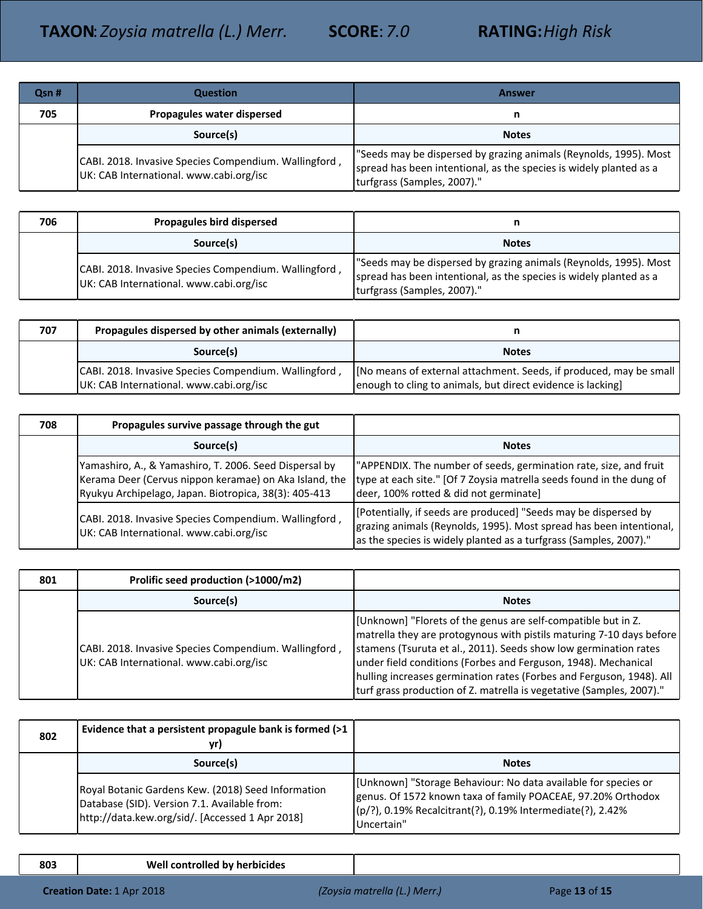| Qsn # | Question | Answer |
|---|---|---|
| 705 | Propagules water dispersed | n |
| | Source(s) | Notes |
| | CABI. 2018. Invasive Species Compendium. Wallingford , UK: CAB International. www.cabi.org/isc | "Seeds may be dispersed by grazing animals (Reynolds, 1995). Most spread has been intentional, as the species is widely planted as a turfgrass (Samples, 2007)." |

| | | |
|---|---|---|
| 706 | Propagules bird dispersed | n |
| | Source(s) | Notes |
| | CABI. 2018. Invasive Species Compendium. Wallingford , UK: CAB International. www.cabi.org/isc | "Seeds may be dispersed by grazing animals (Reynolds, 1995). Most spread has been intentional, as the species is widely planted as a turfgrass (Samples, 2007)." |

| | | |
|---|---|---|
| 707 | Propagules dispersed by other animals (externally) | n |
| | Source(s) | Notes |
| | CABI. 2018. Invasive Species Compendium. Wallingford , UK: CAB International. www.cabi.org/isc | [No means of external attachment. Seeds, if produced, may be small enough to cling to animals, but direct evidence is lacking] |

| | | |
|---|---|---|
| 708 | Propagules survive passage through the gut | |
| | Source(s) | Notes |
| | Yamashiro, A., & Yamashiro, T. 2006. Seed Dispersal by Kerama Deer (Cervus nippon keramae) on Aka Island, the Ryukyu Archipelago, Japan. Biotropica, 38(3): 405-413 | "APPENDIX. The number of seeds, germination rate, size, and fruit type at each site." [Of 7 Zoysia matrella seeds found in the dung of deer, 100% rotted & did not germinate] |
| | CABI. 2018. Invasive Species Compendium. Wallingford , UK: CAB International. www.cabi.org/isc | [Potentially, if seeds are produced] "Seeds may be dispersed by grazing animals (Reynolds, 1995). Most spread has been intentional, as the species is widely planted as a turfgrass (Samples, 2007)." |

| | | |
|---|---|---|
| 801 | Prolific seed production (>1000/m2) | |
| | Source(s) | Notes |
| | CABI. 2018. Invasive Species Compendium. Wallingford , UK: CAB International. www.cabi.org/isc | [Unknown] "Florets of the genus are self-compatible but in Z. matrella they are protogynous with pistils maturing 7-10 days before stamens (Tsuruta et al., 2011). Seeds show low germination rates under field conditions (Forbes and Ferguson, 1948). Mechanical hulling increases germination rates (Forbes and Ferguson, 1948). All turf grass production of Z. matrella is vegetative (Samples, 2007)." |

| | | |
|---|---|---|
| 802 | Evidence that a persistent propagule bank is formed (>1 yr) | |
| | Source(s) | Notes |
| | Royal Botanic Gardens Kew. (2018) Seed Information Database (SID). Version 7.1. Available from: http://data.kew.org/sid/. [Accessed 1 Apr 2018] | [Unknown] "Storage Behaviour: No data available for species or genus. Of 1572 known taxa of family POACEAE, 97.20% Orthodox (p/?), 0.19% Recalcitrant(?), 0.19% Intermediate(?), 2.42% Uncertain" |

| | | |
|---|---|---|
| 803 | Well controlled by herbicides | |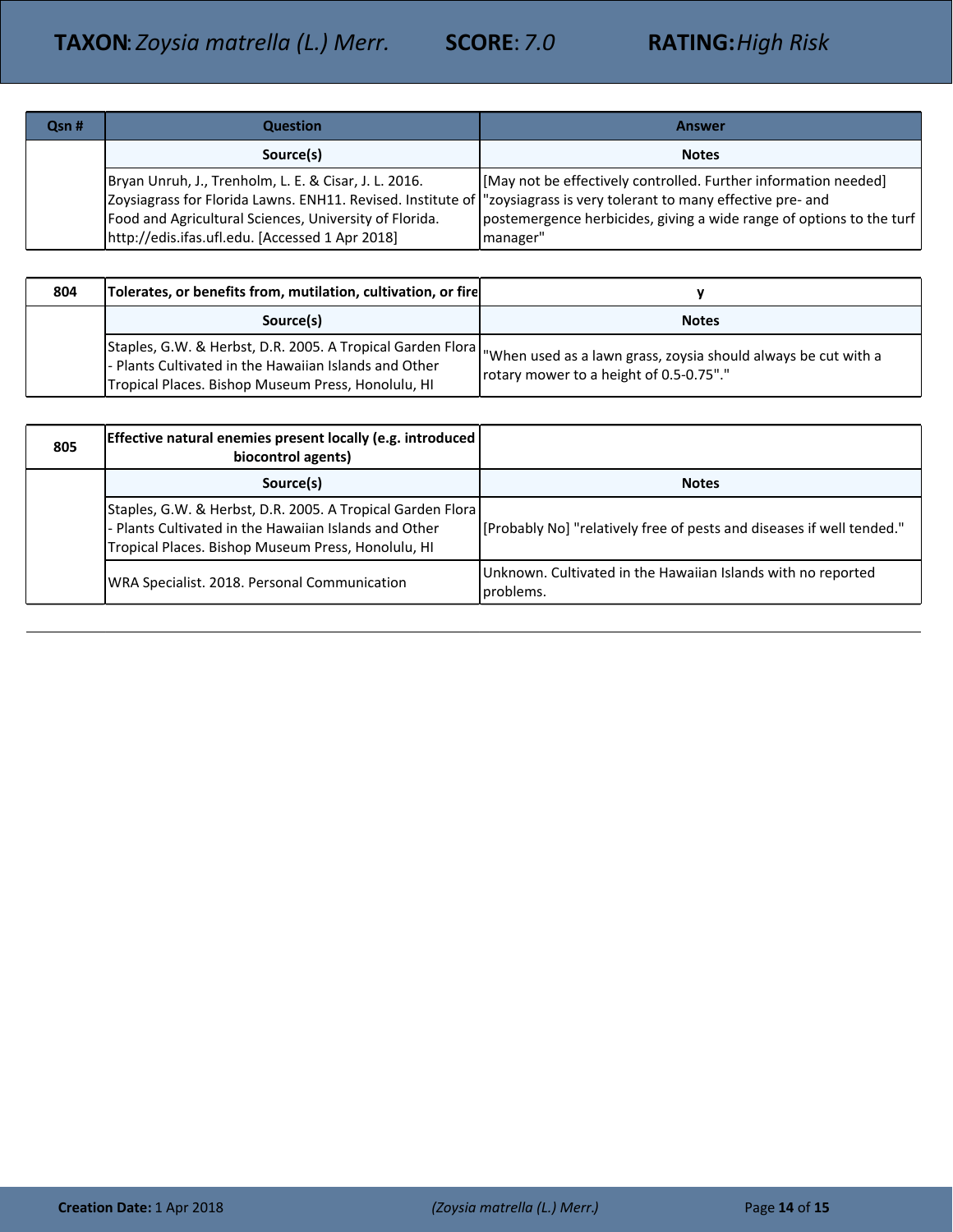| Qsn # | Question | Answer |
|---|---|---|
| | **Source(s)** | **Notes** |
| | Bryan Unruh, J., Trenholm, L. E. & Cisar, J. L. 2016. Zoysiagrass for Florida Lawns. ENH11. Revised. Institute of Food and Agricultural Sciences, University of Florida. http://edis.ifas.ufl.edu. [Accessed 1 Apr 2018] | [May not be effectively controlled. Further information needed] "zoysiagrass is very tolerant to many effective pre- and postemergence herbicides, giving a wide range of options to the turf manager" |

| 804 | Tolerates, or benefits from, mutilation, cultivation, or fire | y |
|---|---|---|
| | **Source(s)** | **Notes** |
| | Staples, G.W. & Herbst, D.R. 2005. A Tropical Garden Flora - Plants Cultivated in the Hawaiian Islands and Other Tropical Places. Bishop Museum Press, Honolulu, HI | "When used as a lawn grass, zoysia should always be cut with a rotary mower to a height of 0.5-0.75"." |

| 805 | Effective natural enemies present locally (e.g. introduced biocontrol agents) | |
|---|---|---|
| | **Source(s)** | **Notes** |
| | Staples, G.W. & Herbst, D.R. 2005. A Tropical Garden Flora - Plants Cultivated in the Hawaiian Islands and Other Tropical Places. Bishop Museum Press, Honolulu, HI | [Probably No] "relatively free of pests and diseases if well tended." |
| | WRA Specialist. 2018. Personal Communication | Unknown. Cultivated in the Hawaiian Islands with no reported problems. |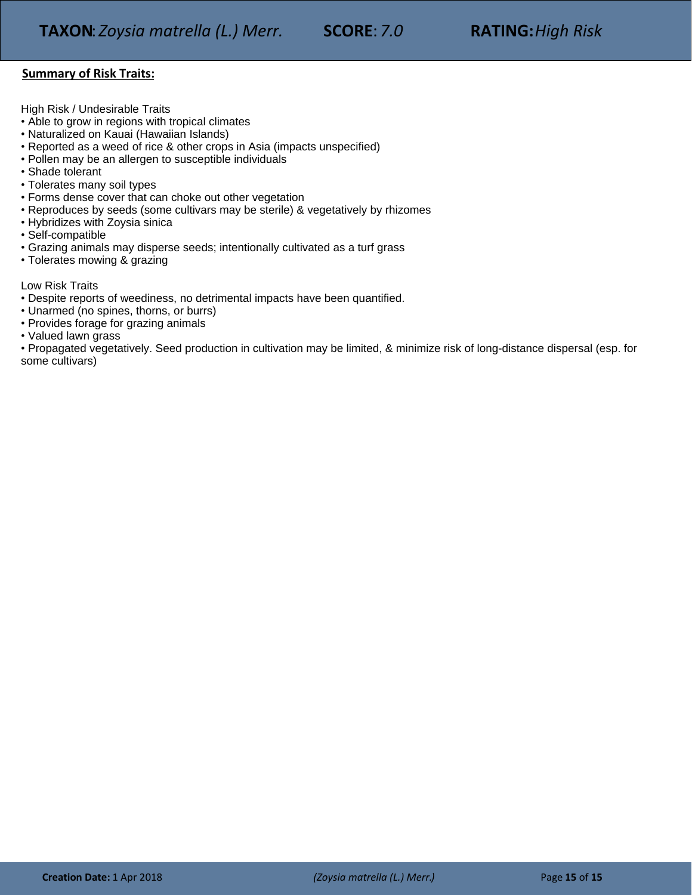**TAXON**: *Zoysia matrella (L.) Merr.* **SCORE**: *7.0* **RATING:** *High Risk*

**Summary of Risk Traits:**

High Risk / Undesirable Traits

- Able to grow in regions with tropical climates
- Naturalized on Kauai (Hawaiian Islands)
- Reported as a weed of rice & other crops in Asia (impacts unspecified)
- Pollen may be an allergen to susceptible individuals
- Shade tolerant
- Tolerates many soil types
- Forms dense cover that can choke out other vegetation
- Reproduces by seeds (some cultivars may be sterile) & vegetatively by rhizomes
- Hybridizes with Zoysia sinica
- Self-compatible
- Grazing animals may disperse seeds; intentionally cultivated as a turf grass
- Tolerates mowing & grazing

Low Risk Traits

- Despite reports of weediness, no detrimental impacts have been quantified.
- Unarmed (no spines, thorns, or burrs)
- Provides forage for grazing animals
- Valued lawn grass
- Propagated vegetatively. Seed production in cultivation may be limited, & minimize risk of long-distance dispersal (esp. for some cultivars)